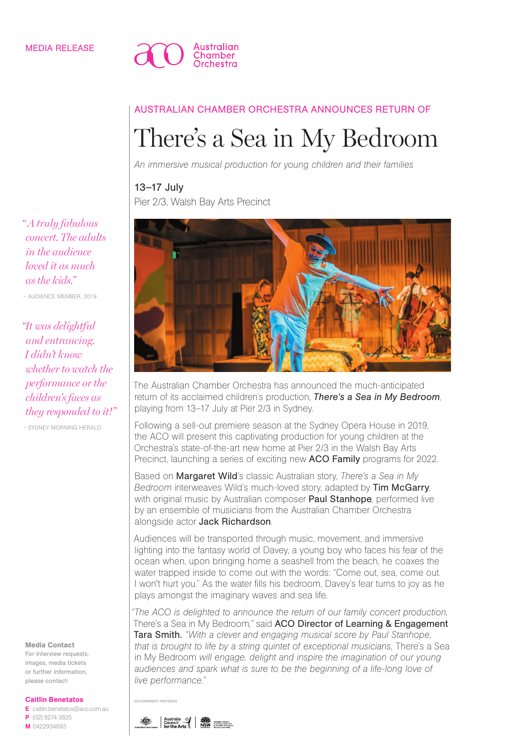MEDIA RELEASE

Australian Chamber Orchestra

AUSTRALIAN CHAMBER ORCHESTRA ANNOUNCES RETURN OF

# There's a Sea in My Bedroom

*An immersive musical production for young children and their families*

13–17 July
Pier 2/3, Walsh Bay Arts Precinct

*"A truly fabulous concert. The adults in the audience loved it as much as the kids."*
– AUDIENCE MEMBER, 2019

*"It was delightful and entrancing. I didn't know whether to watch the performance or the children's faces as they responded to it!"*
– SYDNEY MORNING HERALD

The Australian Chamber Orchestra has announced the much-anticipated return of its acclaimed children's production, ***There's a Sea in My Bedroom***, playing from 13–17 July at Pier 2/3 in Sydney.

Following a sell-out premiere season at the Sydney Opera House in 2019, the ACO will present this captivating production for young children at the Orchestra's state-of-the-art new home at Pier 2/3 in the Walsh Bay Arts Precinct, launching a series of exciting new **ACO Family** programs for 2022.

Based on **Margaret Wild**'s classic Australian story, *There's a Sea in My Bedroom* interweaves Wild's much-loved story, adapted by **Tim McGarry**, with original music by Australian composer **Paul Stanhope**, performed live by an ensemble of musicians from the Australian Chamber Orchestra alongside actor **Jack Richardson**.

Audiences will be transported through music, movement, and immersive lighting into the fantasy world of Davey, a young boy who faces his fear of the ocean when, upon bringing home a seashell from the beach, he coaxes the water trapped inside to come out with the words: "Come out, sea, come out. I won't hurt you." As the water fills his bedroom, Davey's fear turns to joy as he plays amongst the imaginary waves and sea life.

*"The ACO is delighted to announce the return of our family concert production,* There's a Sea in My Bedroom," said **ACO Director of Learning & Engagement Tara Smith.** *"With a clever and engaging musical score by Paul Stanhope, that is brought to life by a string quintet of exceptional musicians,* There's a Sea in My Bedroom *will engage, delight and inspire the imagination of our young audiences and spark what is sure to be the beginning of a life-long love of live performance."*

**Media Contact**
For interview requests, images, media tickets or further information, please contact:

**Caitlin Benetatos**
**E** caitlin.benetatos@aco.com.au
**P** (02) 8274 3825
**M** 0422934693

GOVERNMENT PARTNERS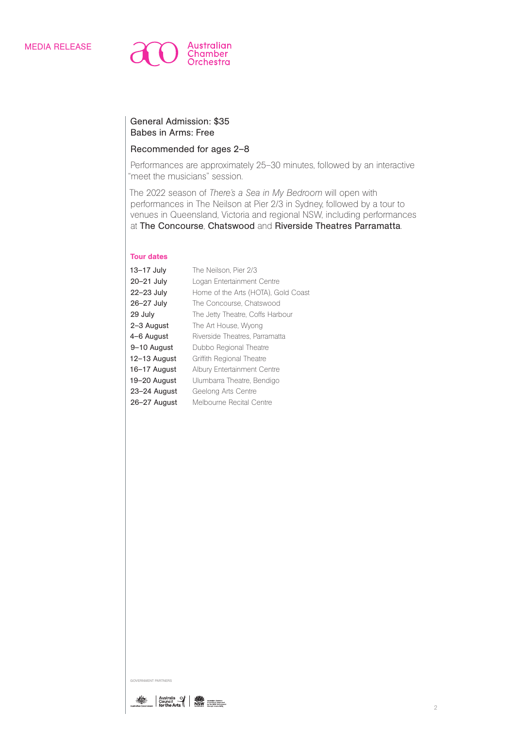General Admission: $35
Babes in Arms: Free

Recommended for ages 2–8

Performances are approximately 25–30 minutes, followed by an interactive "meet the musicians" session.

The 2022 season of *There's a Sea in My Bedroom* will open with performances in The Neilson at Pier 2/3 in Sydney, followed by a tour to venues in Queensland, Victoria and regional NSW, including performances at The Concourse, Chatswood and Riverside Theatres Parramatta.

**Tour dates**

| | |
|---|---|
| 13–17 July | The Neilson, Pier 2/3 |
| 20–21 July | Logan Entertainment Centre |
| 22–23 July | Home of the Arts (HOTA), Gold Coast |
| 26–27 July | The Concourse, Chatswood |
| 29 July | The Jetty Theatre, Coffs Harbour |
| 2–3 August | The Art House, Wyong |
| 4–6 August | Riverside Theatres, Parramatta |
| 9–10 August | Dubbo Regional Theatre |
| 12–13 August | Griffith Regional Theatre |
| 16–17 August | Albury Entertainment Centre |
| 19–20 August | Ulumbarra Theatre, Bendigo |
| 23–24 August | Geelong Arts Centre |
| 26–27 August | Melbourne Recital Centre |

GOVERNMENT PARTNERS